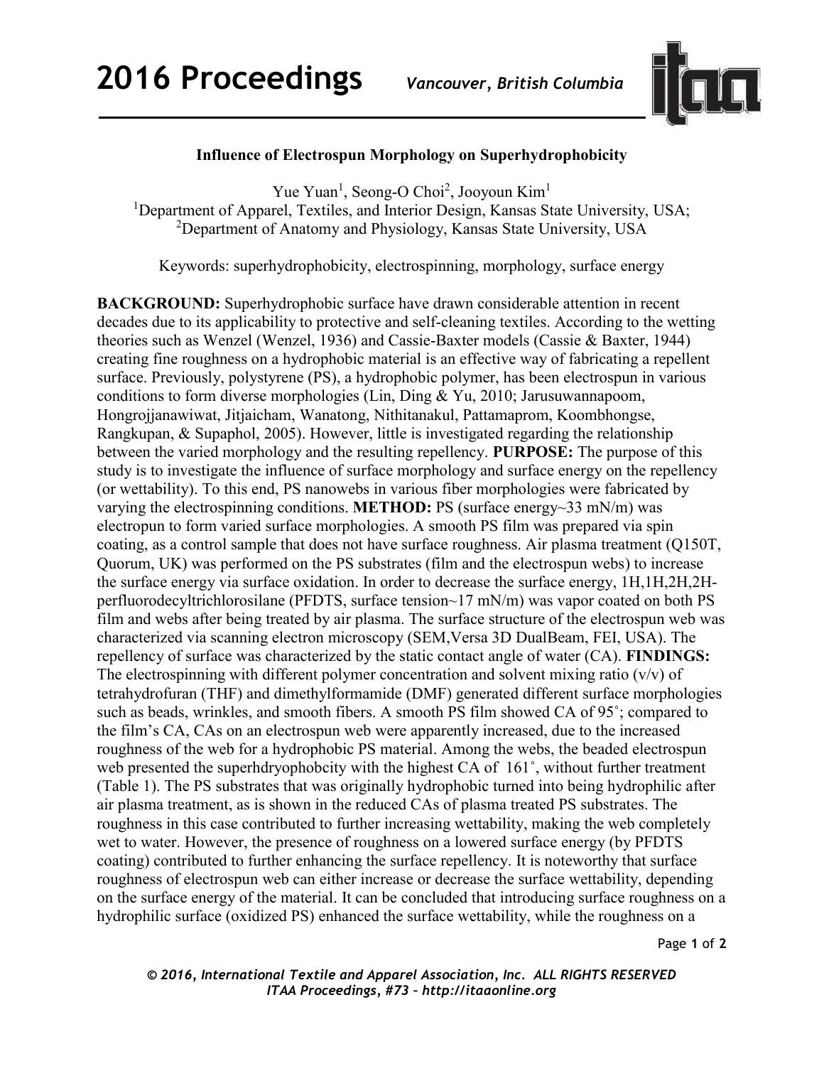## Influence of Electrospun Morphology on Superhydrophobicity

Yue Yuan[1], Seong-O Choi[2], Jooyoun Kim[1]

[1]Department of Apparel, Textiles, and Interior Design, Kansas State University, USA;
[2]Department of Anatomy and Physiology, Kansas State University, USA

Keywords: superhydrophobicity, electrospinning, morphology, surface energy

**BACKGROUND:** Superhydrophobic surface have drawn considerable attention in recent decades due to its applicability to protective and self-cleaning textiles. According to the wetting theories such as Wenzel (Wenzel, 1936) and Cassie-Baxter models (Cassie & Baxter, 1944) creating fine roughness on a hydrophobic material is an effective way of fabricating a repellent surface. Previously, polystyrene (PS), a hydrophobic polymer, has been electrospun in various conditions to form diverse morphologies (Lin, Ding & Yu, 2010; Jarusuwannapoom, Hongrojjanawiwat, Jitjaicham, Wanatong, Nithitanakul, Pattamaprom, Koombhongse, Rangkupan, & Supaphol, 2005). However, little is investigated regarding the relationship between the varied morphology and the resulting repellency. **PURPOSE:** The purpose of this study is to investigate the influence of surface morphology and surface energy on the repellency (or wettability). To this end, PS nanowebs in various fiber morphologies were fabricated by varying the electrospinning conditions. **METHOD:** PS (surface energy~33 mN/m) was electropun to form varied surface morphologies. A smooth PS film was prepared via spin coating, as a control sample that does not have surface roughness. Air plasma treatment (Q150T, Quorum, UK) was performed on the PS substrates (film and the electrospun webs) to increase the surface energy via surface oxidation. In order to decrease the surface energy, 1H,1H,2H,2H-perfluorodecyltrichlorosilane (PFDTS, surface tension~17 mN/m) was vapor coated on both PS film and webs after being treated by air plasma. The surface structure of the electrospun web was characterized via scanning electron microscopy (SEM,Versa 3D DualBeam, FEI, USA). The repellency of surface was characterized by the static contact angle of water (CA). **FINDINGS:** The electrospinning with different polymer concentration and solvent mixing ratio (v/v) of tetrahydrofuran (THF) and dimethylformamide (DMF) generated different surface morphologies such as beads, wrinkles, and smooth fibers. A smooth PS film showed CA of 95˚; compared to the film's CA, CAs on an electrospun web were apparently increased, due to the increased roughness of the web for a hydrophobic PS material. Among the webs, the beaded electrospun web presented the superhdryophobcity with the highest CA of 161˚, without further treatment (Table 1). The PS substrates that was originally hydrophobic turned into being hydrophilic after air plasma treatment, as is shown in the reduced CAs of plasma treated PS substrates. The roughness in this case contributed to further increasing wettability, making the web completely wet to water. However, the presence of roughness on a lowered surface energy (by PFDTS coating) contributed to further enhancing the surface repellency. It is noteworthy that surface roughness of electrospun web can either increase or decrease the surface wettability, depending on the surface energy of the material. It can be concluded that introducing surface roughness on a hydrophilic surface (oxidized PS) enhanced the surface wettability, while the roughness on a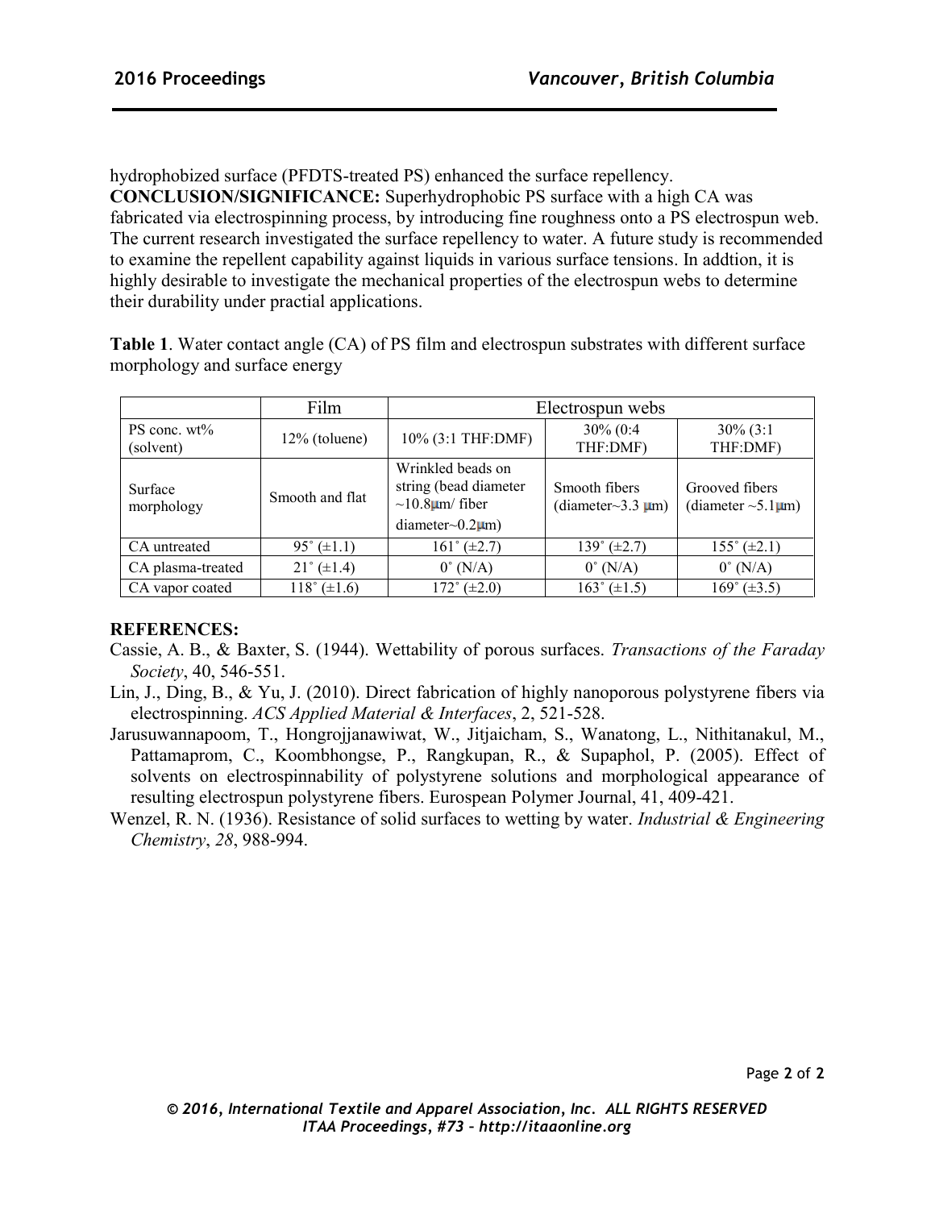hydrophobized surface (PFDTS-treated PS) enhanced the surface repellency.

**CONCLUSION/SIGNIFICANCE:** Superhydrophobic PS surface with a high CA was fabricated via electrospinning process, by introducing fine roughness onto a PS electrospun web. The current research investigated the surface repellency to water. A future study is recommended to examine the repellent capability against liquids in various surface tensions. In addtion, it is highly desirable to investigate the mechanical properties of the electrospun webs to determine their durability under practial applications.

**Table 1**. Water contact angle (CA) of PS film and electrospun substrates with different surface morphology and surface energy

| | Film | Electrospun webs | | |
|---|---|---|---|---|
| PS conc. wt% (solvent) | 12% (toluene) | 10% (3:1 THF:DMF) | 30% (0:4 THF:DMF) | 30% (3:1 THF:DMF) |
| Surface morphology | Smooth and flat | Wrinkled beads on string (bead diameter ~10.8µm/ fiber diameter~0.2µm) | Smooth fibers (diameter~3.3 µm) | Grooved fibers (diameter ~5.1µm) |
| CA untreated | 95˚ (±1.1) | 161˚ (±2.7) | 139˚ (±2.7) | 155˚ (±2.1) |
| CA plasma-treated | 21˚ (±1.4) | 0˚ (N/A) | 0˚ (N/A) | 0˚ (N/A) |
| CA vapor coated | 118˚ (±1.6) | 172˚ (±2.0) | 163˚ (±1.5) | 169˚ (±3.5) |

**REFERENCES:**

Cassie, A. B., & Baxter, S. (1944). Wettability of porous surfaces. *Transactions of the Faraday Society*, 40, 546-551.

Lin, J., Ding, B., & Yu, J. (2010). Direct fabrication of highly nanoporous polystyrene fibers via electrospinning. *ACS Applied Material & Interfaces*, 2, 521-528.

Jarusuwannapoom, T., Hongrojjanawiwat, W., Jitjaicham, S., Wanatong, L., Nithitanakul, M., Pattamaprom, C., Koombhongse, P., Rangkupan, R., & Supaphol, P. (2005). Effect of solvents on electrospinnability of polystyrene solutions and morphological appearance of resulting electrospun polystyrene fibers. Eurospean Polymer Journal, 41, 409-421.

Wenzel, R. N. (1936). Resistance of solid surfaces to wetting by water. *Industrial & Engineering Chemistry*, *28*, 988-994.